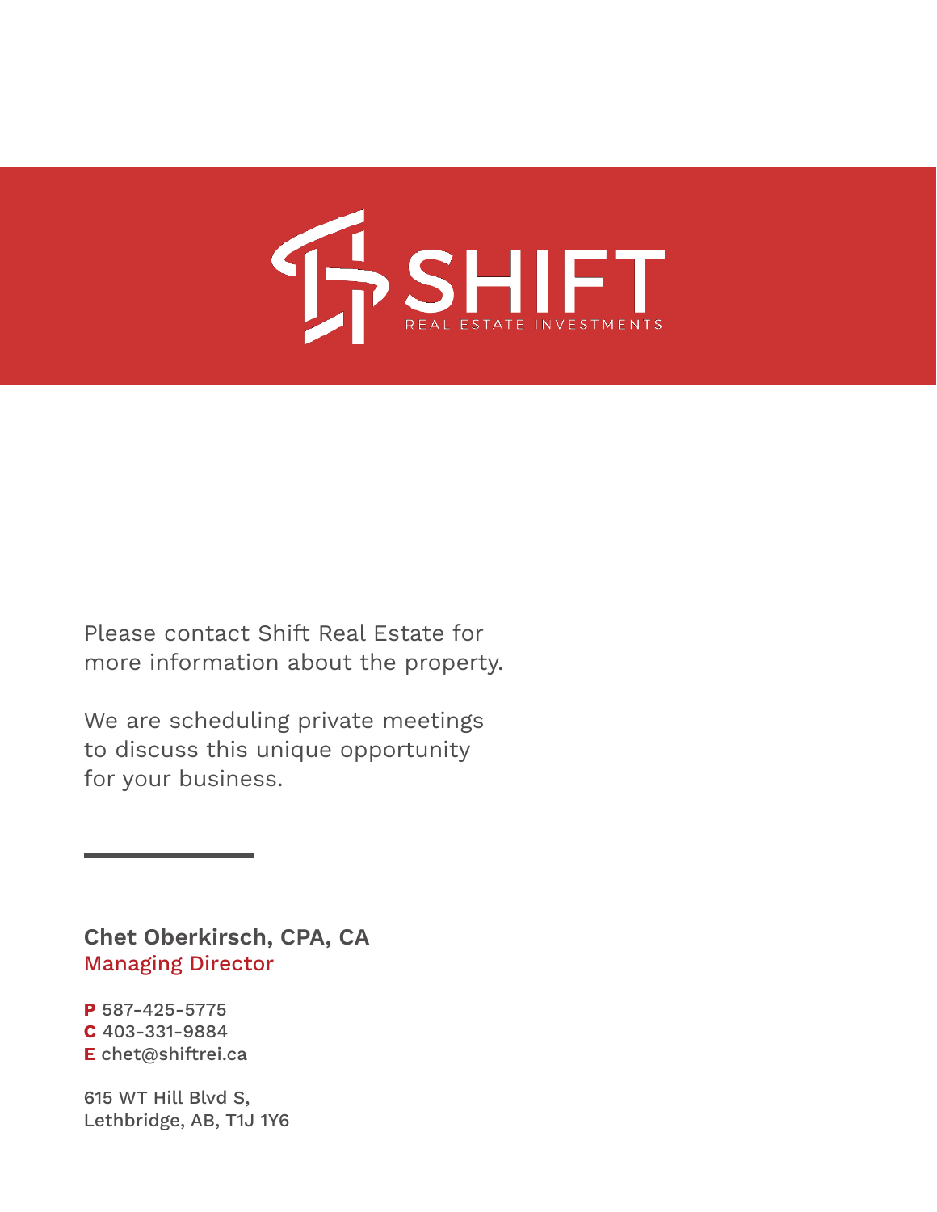SHIFT

REAL ESTATE INVESTMENTS

Please contact Shift Real Estate for more information about the property.

We are scheduling private meetings to discuss this unique opportunity for your business.

---

**Chet Oberkirsch, CPA, CA**
Managing Director

**P** 587-425-5775
**C** 403-331-9884
**E** chet@shiftrei.ca

615 WT Hill Blvd S,
Lethbridge, AB, T1J 1Y6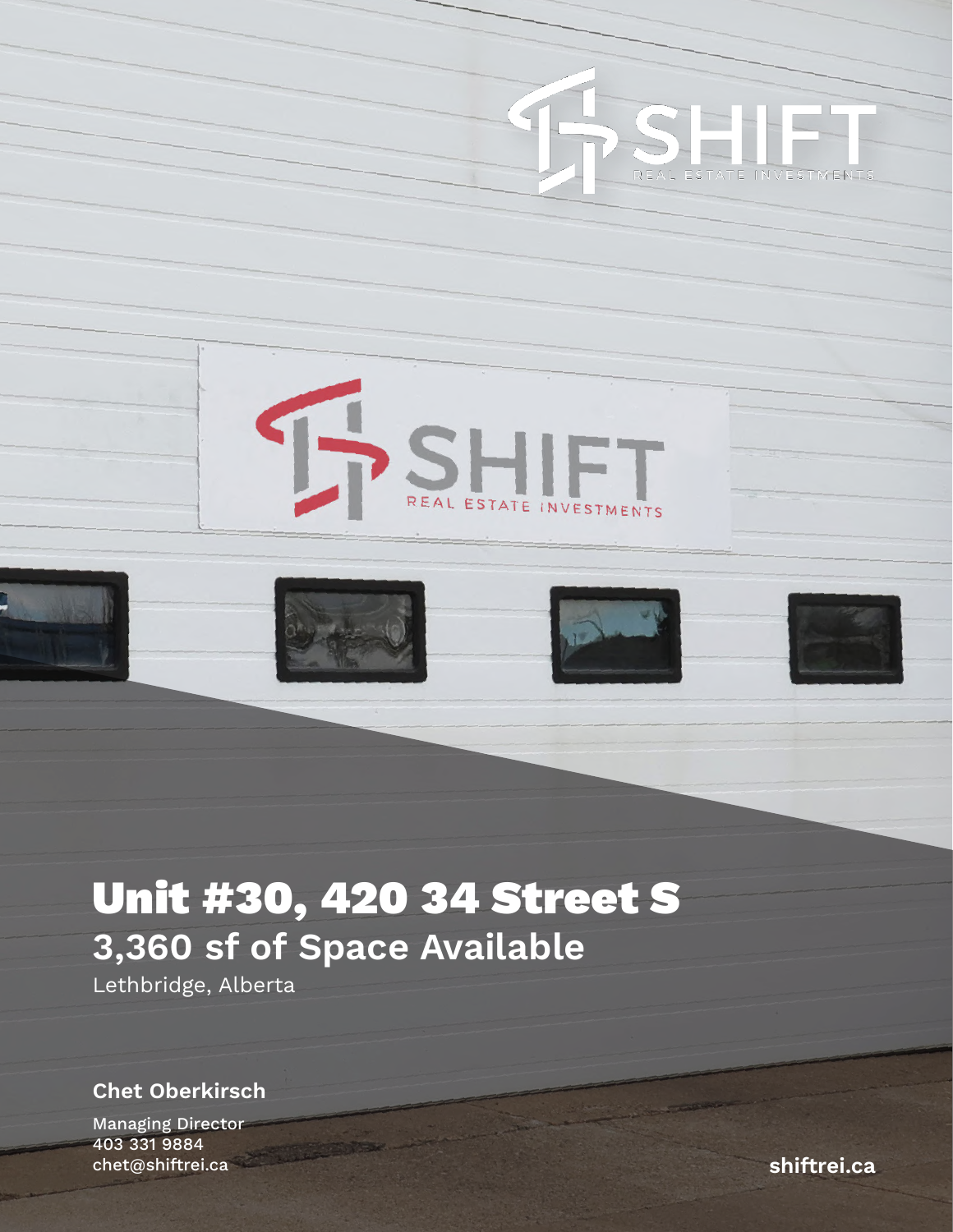# Unit #30, 420 34 Street S

## 3,360 sf of Space Available

Lethbridge, Alberta

**Chet Oberkirsch**

Managing Director
403 331 9884
chet@shiftrei.ca

**shiftrei.ca**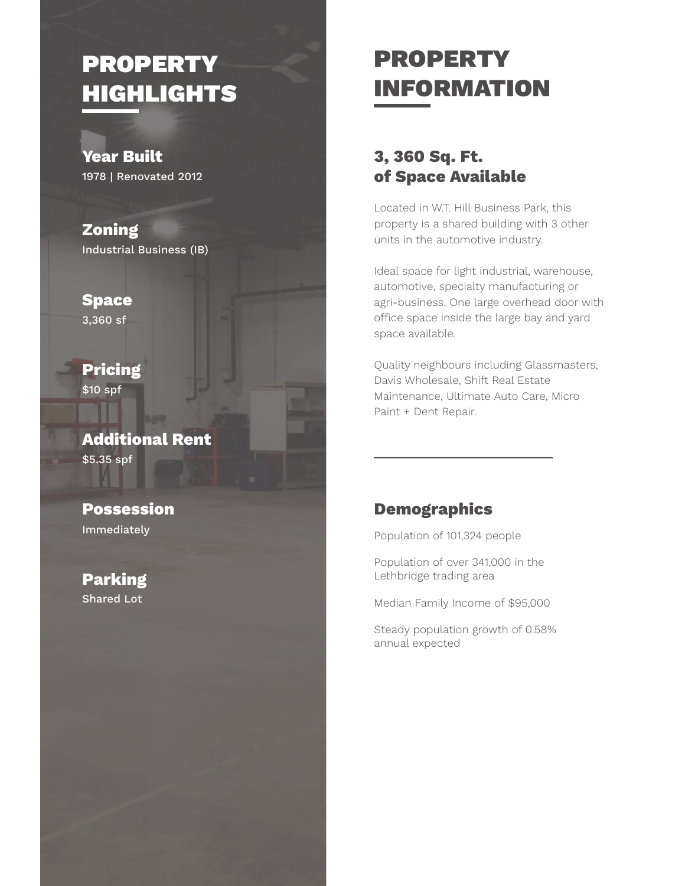# PROPERTY HIGHLIGHTS

### Year Built
1978 | Renovated 2012

### Zoning
Industrial Business (IB)

### Space
3,360 sf

### Pricing
$10 spf

### Additional Rent
$5.35 spf

### Possession
Immediately

### Parking
Shared Lot

# PROPERTY INFORMATION

## 3, 360 Sq. Ft. of Space Available

Located in W.T. Hill Business Park, this property is a shared building with 3 other units in the automotive industry.

Ideal space for light industrial, warehouse, automotive, specialty manufacturing or agri-business. One large overhead door with office space inside the large bay and yard space available.

Quality neighbours including Glassmasters, Davis Wholesale, Shift Real Estate Maintenance, Ultimate Auto Care, Micro Paint + Dent Repair.

---

## Demographics

Population of 101,324 people

Population of over 341,000 in the Lethbridge trading area

Median Family Income of $95,000

Steady population growth of 0.58% annual expected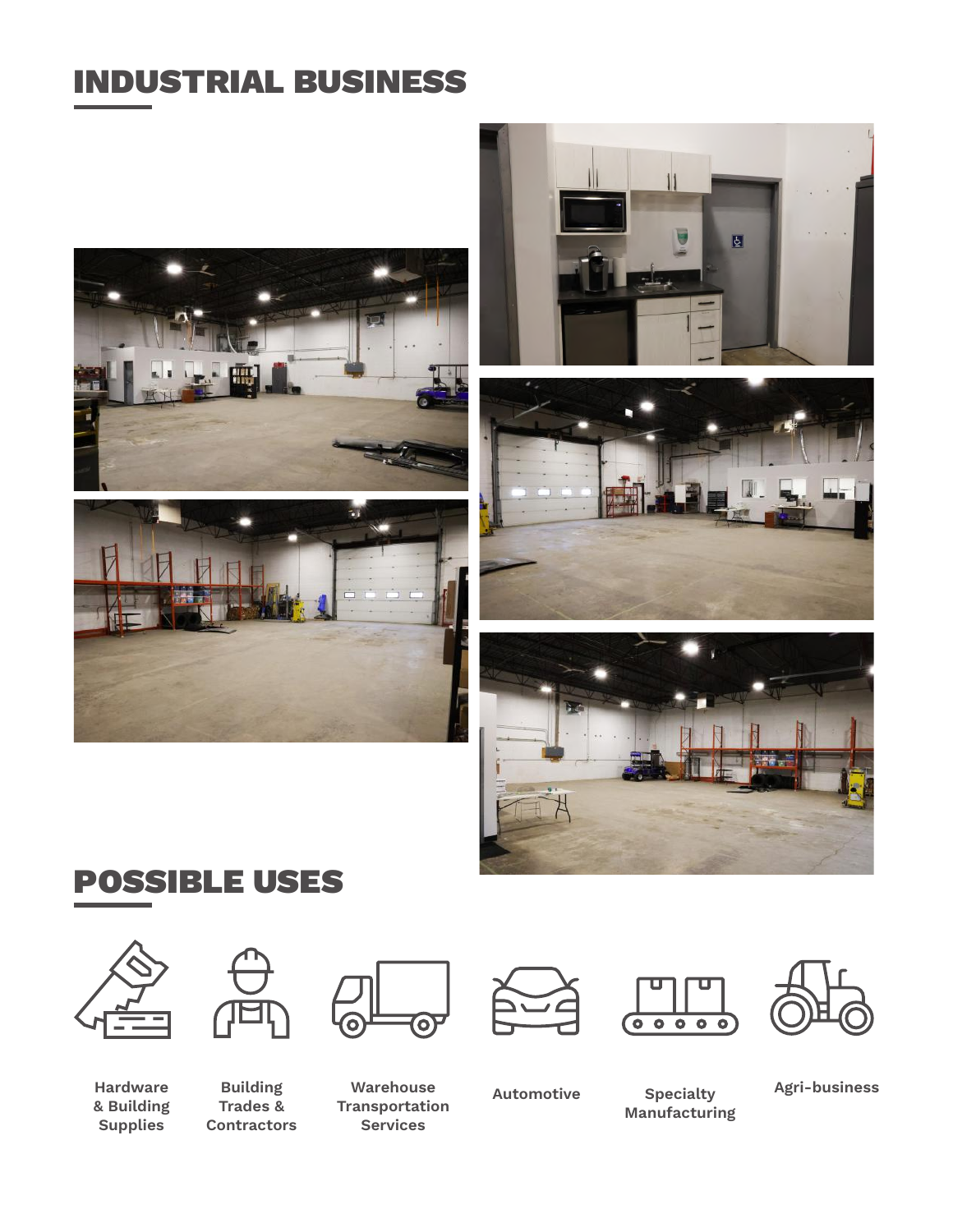# INDUSTRIAL BUSINESS

# POSSIBLE USES

- Hardware & Building Supplies
- Building Trades & Contractors
- Warehouse Transportation Services
- Automotive
- Specialty Manufacturing
- Agri-business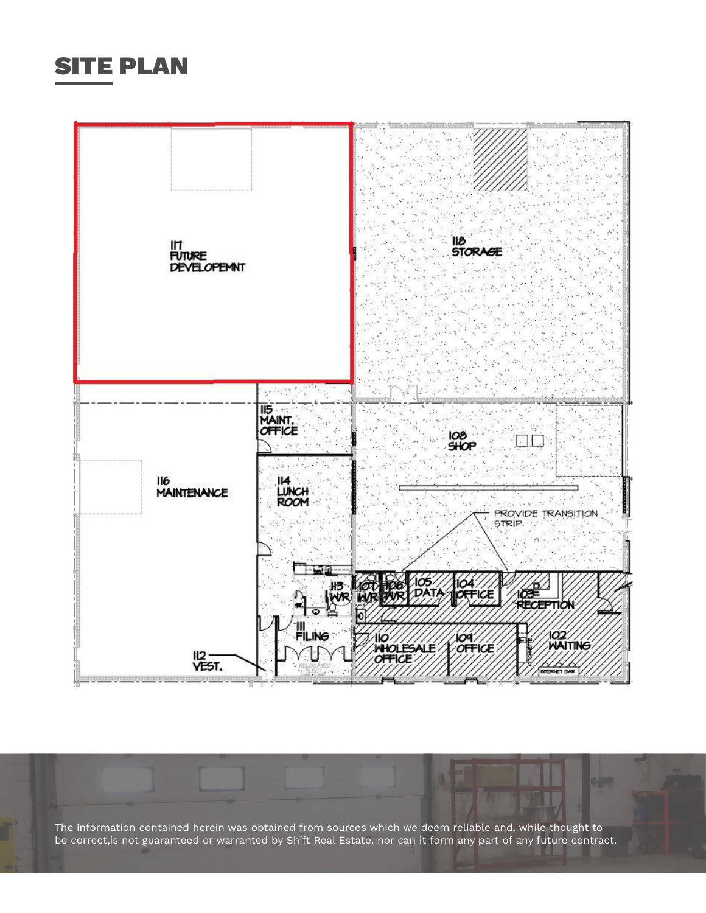# SITE PLAN

117 FUTURE DEVELOPEMNT

118 STORAGE

115 MAINT. OFFICE

108 SHOP

116 MAINTENANCE

114 LUNCH ROOM

PROVIDE TRANSITION STRIP

113 WR

107 WR

106 WR

105 DATA

104 OFFICE

103 RECEPTION

111 FILING

110 WHOLESALE OFFICE

109 OFFICE

102 WAITING

112 VEST.

KITCHENETTE

INTERNET BAR

The information contained herein was obtained from sources which we deem reliable and, while thought to be correct,is not guaranteed or warranted by Shift Real Estate. nor can it form any part of any future contract.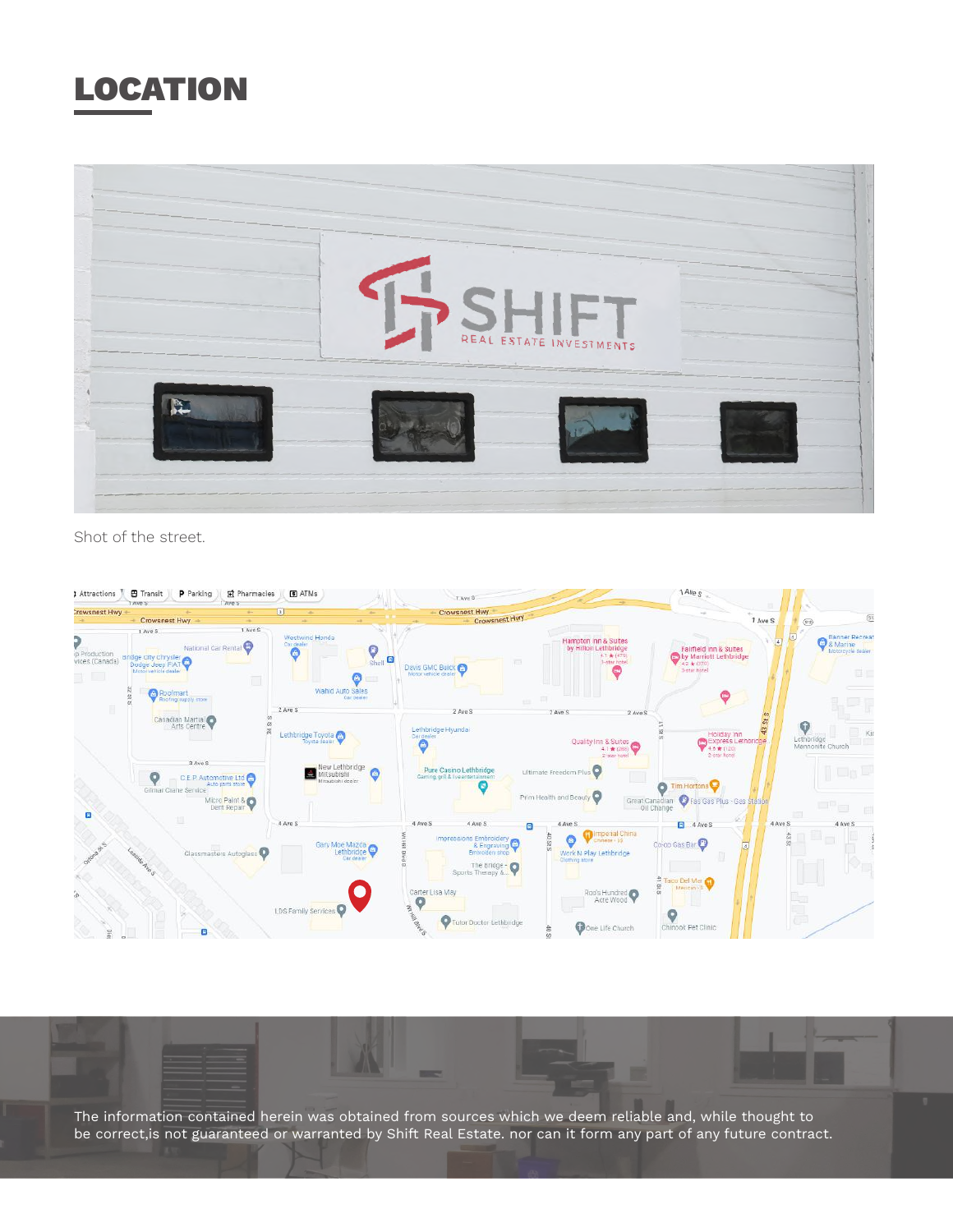# LOCATION

Shot of the street.

The information contained herein was obtained from sources which we deem reliable and, while thought to be correct,is not guaranteed or warranted by Shift Real Estate. nor can it form any part of any future contract.